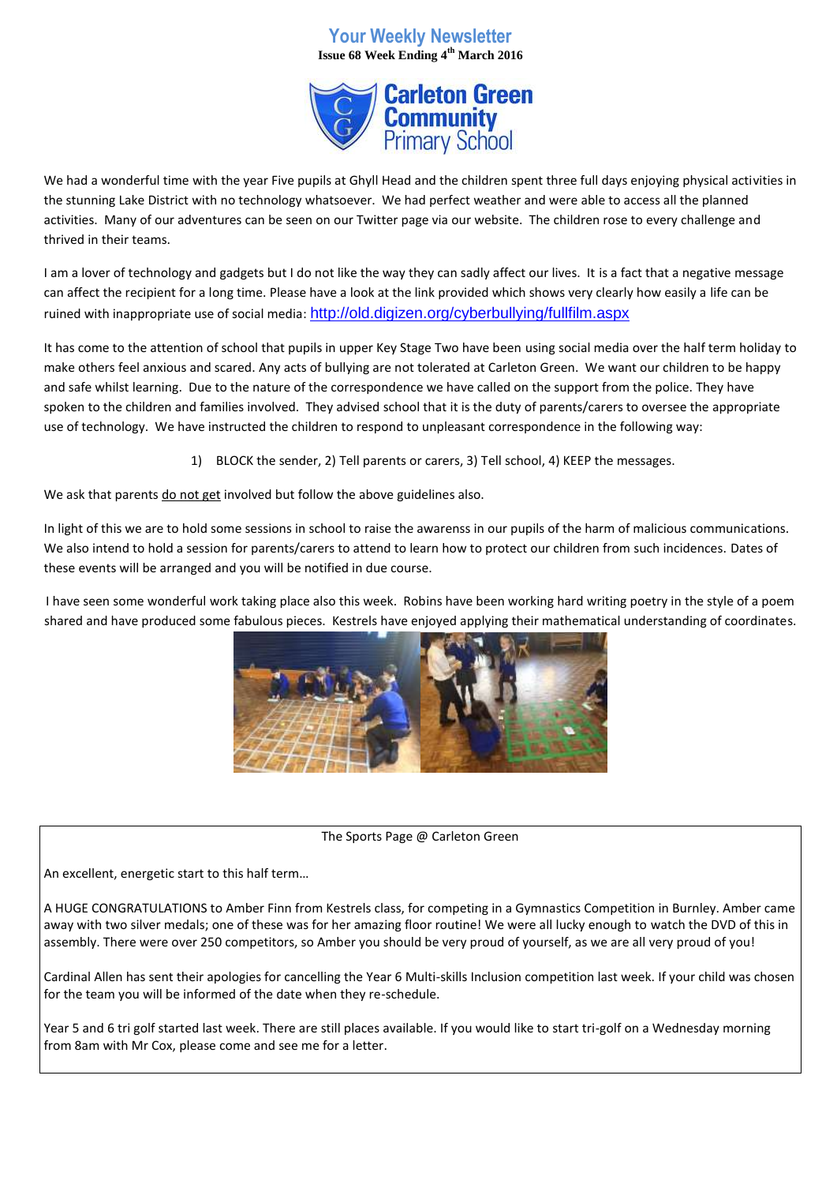# Your Weekly Newsletter

**Issue 68 Week Ending 4th March 2016**

**Carleton Green Community Primary School**

We had a wonderful time with the year Five pupils at Ghyll Head and the children spent three full days enjoying physical activities in the stunning Lake District with no technology whatsoever. We had perfect weather and were able to access all the planned activities. Many of our adventures can be seen on our Twitter page via our website. The children rose to every challenge and thrived in their teams.

I am a lover of technology and gadgets but I do not like the way they can sadly affect our lives. It is a fact that a negative message can affect the recipient for a long time. Please have a look at the link provided which shows very clearly how easily a life can be ruined with inappropriate use of social media: http://old.digizen.org/cyberbullying/fullfilm.aspx

It has come to the attention of school that pupils in upper Key Stage Two have been using social media over the half term holiday to make others feel anxious and scared. Any acts of bullying are not tolerated at Carleton Green. We want our children to be happy and safe whilst learning. Due to the nature of the correspondence we have called on the support from the police. They have spoken to the children and families involved. They advised school that it is the duty of parents/carers to oversee the appropriate use of technology. We have instructed the children to respond to unpleasant correspondence in the following way:

1) BLOCK the sender, 2) Tell parents or carers, 3) Tell school, 4) KEEP the messages.

We ask that parents do not get involved but follow the above guidelines also.

In light of this we are to hold some sessions in school to raise the awarenss in our pupils of the harm of malicious communications. We also intend to hold a session for parents/carers to attend to learn how to protect our children from such incidences. Dates of these events will be arranged and you will be notified in due course.

I have seen some wonderful work taking place also this week. Robins have been working hard writing poetry in the style of a poem shared and have produced some fabulous pieces. Kestrels have enjoyed applying their mathematical understanding of coordinates.

## The Sports Page @ Carleton Green

An excellent, energetic start to this half term…

A HUGE CONGRATULATIONS to Amber Finn from Kestrels class, for competing in a Gymnastics Competition in Burnley. Amber came away with two silver medals; one of these was for her amazing floor routine! We were all lucky enough to watch the DVD of this in assembly. There were over 250 competitors, so Amber you should be very proud of yourself, as we are all very proud of you!

Cardinal Allen has sent their apologies for cancelling the Year 6 Multi-skills Inclusion competition last week. If your child was chosen for the team you will be informed of the date when they re-schedule.

Year 5 and 6 tri golf started last week. There are still places available. If you would like to start tri-golf on a Wednesday morning from 8am with Mr Cox, please come and see me for a letter.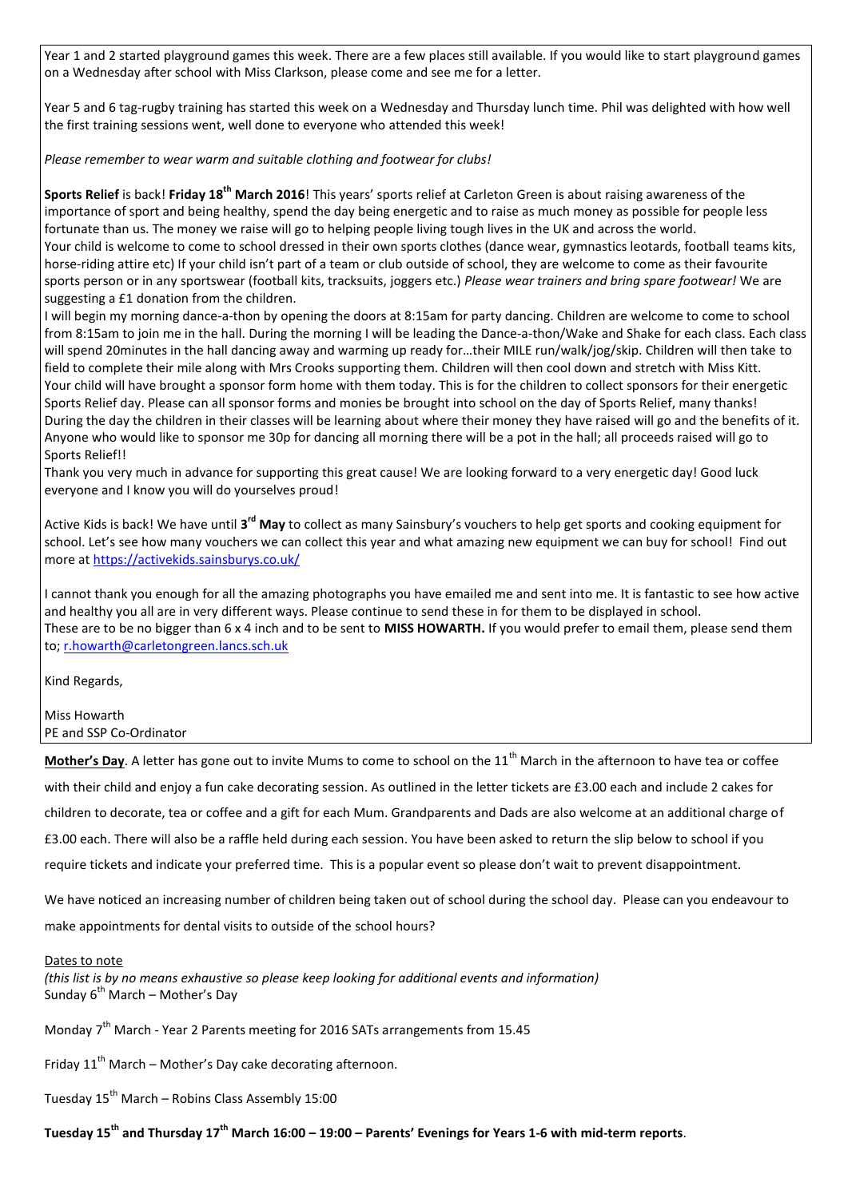Year 1 and 2 started playground games this week. There are a few places still available. If you would like to start playground games on a Wednesday after school with Miss Clarkson, please come and see me for a letter.

Year 5 and 6 tag-rugby training has started this week on a Wednesday and Thursday lunch time. Phil was delighted with how well the first training sessions went, well done to everyone who attended this week!

*Please remember to wear warm and suitable clothing and footwear for clubs!*

**Sports Relief** is back! **Friday 18th March 2016**! This years' sports relief at Carleton Green is about raising awareness of the importance of sport and being healthy, spend the day being energetic and to raise as much money as possible for people less fortunate than us. The money we raise will go to helping people living tough lives in the UK and across the world.
Your child is welcome to come to school dressed in their own sports clothes (dance wear, gymnastics leotards, football teams kits, horse-riding attire etc) If your child isn't part of a team or club outside of school, they are welcome to come as their favourite sports person or in any sportswear (football kits, tracksuits, joggers etc.) *Please wear trainers and bring spare footwear!* We are suggesting a £1 donation from the children.
I will begin my morning dance-a-thon by opening the doors at 8:15am for party dancing. Children are welcome to come to school from 8:15am to join me in the hall. During the morning I will be leading the Dance-a-thon/Wake and Shake for each class. Each class will spend 20minutes in the hall dancing away and warming up ready for…their MILE run/walk/jog/skip. Children will then take to field to complete their mile along with Mrs Crooks supporting them. Children will then cool down and stretch with Miss Kitt.
Your child will have brought a sponsor form home with them today. This is for the children to collect sponsors for their energetic Sports Relief day. Please can all sponsor forms and monies be brought into school on the day of Sports Relief, many thanks!
During the day the children in their classes will be learning about where their money they have raised will go and the benefits of it.
Anyone who would like to sponsor me 30p for dancing all morning there will be a pot in the hall; all proceeds raised will go to Sports Relief!!
Thank you very much in advance for supporting this great cause! We are looking forward to a very energetic day! Good luck everyone and I know you will do yourselves proud!

Active Kids is back! We have until **3rd May** to collect as many Sainsbury's vouchers to help get sports and cooking equipment for school. Let's see how many vouchers we can collect this year and what amazing new equipment we can buy for school! Find out more at https://activekids.sainsburys.co.uk/

I cannot thank you enough for all the amazing photographs you have emailed me and sent into me. It is fantastic to see how active and healthy you all are in very different ways. Please continue to send these in for them to be displayed in school.
These are to be no bigger than 6 x 4 inch and to be sent to **MISS HOWARTH.** If you would prefer to email them, please send them to; r.howarth@carletongreen.lancs.sch.uk

Kind Regards,

Miss Howarth
PE and SSP Co-Ordinator

**Mother's Day**. A letter has gone out to invite Mums to come to school on the 11th March in the afternoon to have tea or coffee with their child and enjoy a fun cake decorating session. As outlined in the letter tickets are £3.00 each and include 2 cakes for children to decorate, tea or coffee and a gift for each Mum. Grandparents and Dads are also welcome at an additional charge of £3.00 each. There will also be a raffle held during each session. You have been asked to return the slip below to school if you require tickets and indicate your preferred time. This is a popular event so please don't wait to prevent disappointment.

We have noticed an increasing number of children being taken out of school during the school day. Please can you endeavour to make appointments for dental visits to outside of the school hours?

Dates to note
*(this list is by no means exhaustive so please keep looking for additional events and information)*
Sunday 6th March – Mother's Day

Monday 7th March - Year 2 Parents meeting for 2016 SATs arrangements from 15.45

Friday 11th March – Mother's Day cake decorating afternoon.

Tuesday 15th March – Robins Class Assembly 15:00

**Tuesday 15th and Thursday 17th March 16:00 – 19:00 – Parents' Evenings for Years 1-6 with mid-term reports**.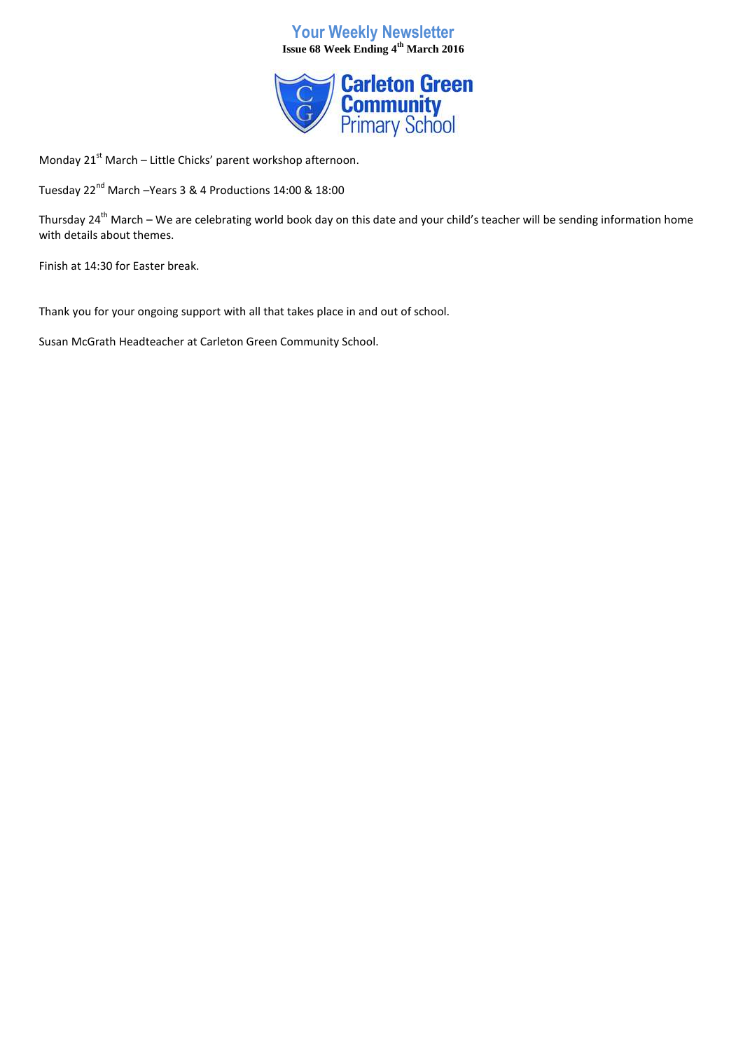# Your Weekly Newsletter

**Issue 68 Week Ending 4th March 2016**

Carleton Green Community Primary School

Monday 21st March – Little Chicks' parent workshop afternoon.

Tuesday 22nd March –Years 3 & 4 Productions 14:00 & 18:00

Thursday 24th March – We are celebrating world book day on this date and your child's teacher will be sending information home with details about themes.

Finish at 14:30 for Easter break.

Thank you for your ongoing support with all that takes place in and out of school.

Susan McGrath Headteacher at Carleton Green Community School.